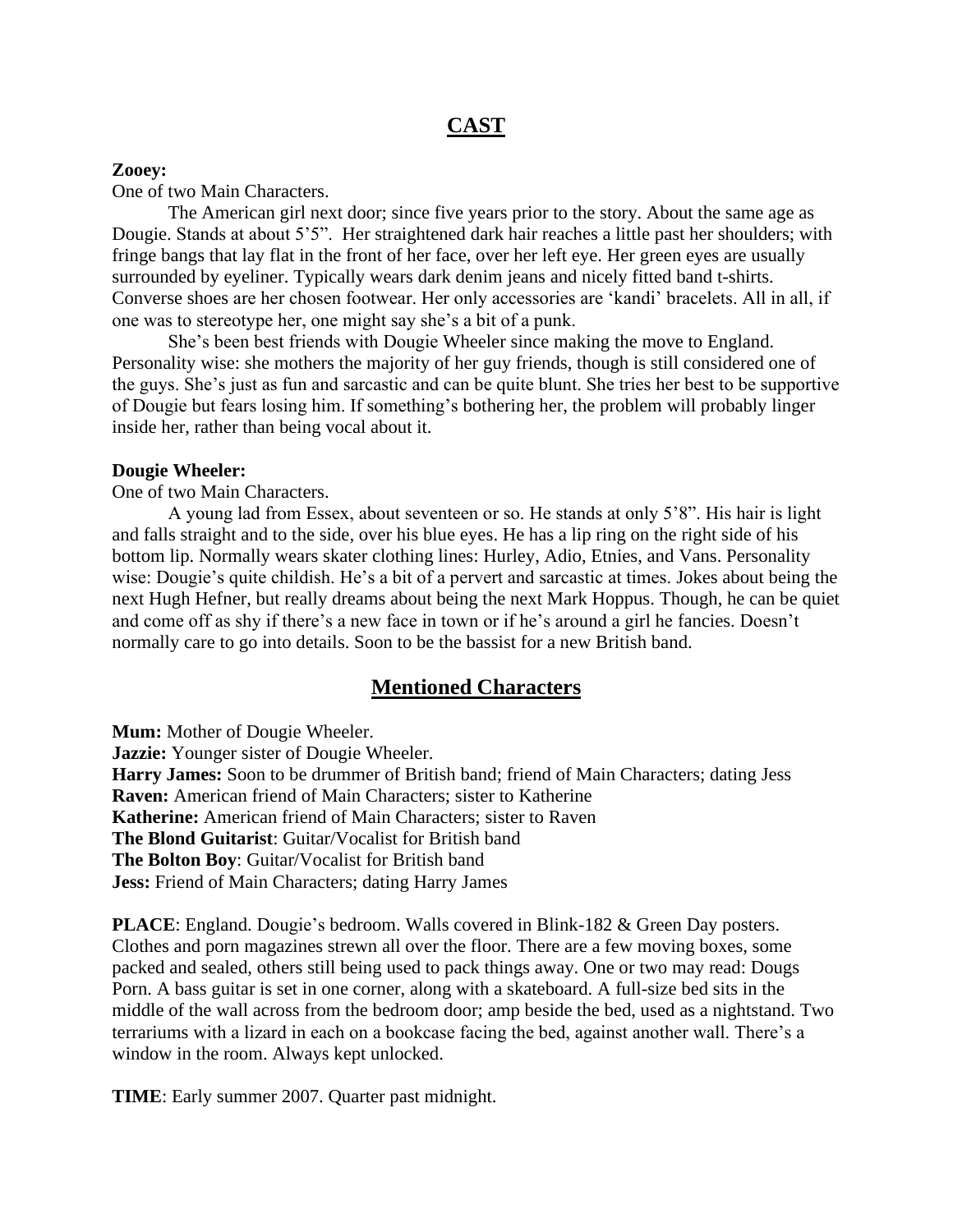# CAST

**Zooey:**

One of two Main Characters.

The American girl next door; since five years prior to the story. About the same age as Dougie. Stands at about 5'5". Her straightened dark hair reaches a little past her shoulders; with fringe bangs that lay flat in the front of her face, over her left eye. Her green eyes are usually surrounded by eyeliner. Typically wears dark denim jeans and nicely fitted band t-shirts. Converse shoes are her chosen footwear. Her only accessories are 'kandi' bracelets. All in all, if one was to stereotype her, one might say she's a bit of a punk.

She's been best friends with Dougie Wheeler since making the move to England. Personality wise: she mothers the majority of her guy friends, though is still considered one of the guys. She's just as fun and sarcastic and can be quite blunt. She tries her best to be supportive of Dougie but fears losing him. If something's bothering her, the problem will probably linger inside her, rather than being vocal about it.

**Dougie Wheeler:**

One of two Main Characters.

A young lad from Essex, about seventeen or so. He stands at only 5'8". His hair is light and falls straight and to the side, over his blue eyes. He has a lip ring on the right side of his bottom lip. Normally wears skater clothing lines: Hurley, Adio, Etnies, and Vans. Personality wise: Dougie's quite childish. He's a bit of a pervert and sarcastic at times. Jokes about being the next Hugh Hefner, but really dreams about being the next Mark Hoppus. Though, he can be quiet and come off as shy if there's a new face in town or if he's around a girl he fancies. Doesn't normally care to go into details. Soon to be the bassist for a new British band.

## Mentioned Characters

**Mum:** Mother of Dougie Wheeler.
**Jazzie:** Younger sister of Dougie Wheeler.
**Harry James:** Soon to be drummer of British band; friend of Main Characters; dating Jess
**Raven:** American friend of Main Characters; sister to Katherine
**Katherine:** American friend of Main Characters; sister to Raven
**The Blond Guitarist**: Guitar/Vocalist for British band
**The Bolton Boy**: Guitar/Vocalist for British band
**Jess:** Friend of Main Characters; dating Harry James

**PLACE**: England. Dougie's bedroom. Walls covered in Blink-182 & Green Day posters. Clothes and porn magazines strewn all over the floor. There are a few moving boxes, some packed and sealed, others still being used to pack things away. One or two may read: Dougs Porn. A bass guitar is set in one corner, along with a skateboard. A full-size bed sits in the middle of the wall across from the bedroom door; amp beside the bed, used as a nightstand. Two terrariums with a lizard in each on a bookcase facing the bed, against another wall. There's a window in the room. Always kept unlocked.

**TIME**: Early summer 2007. Quarter past midnight.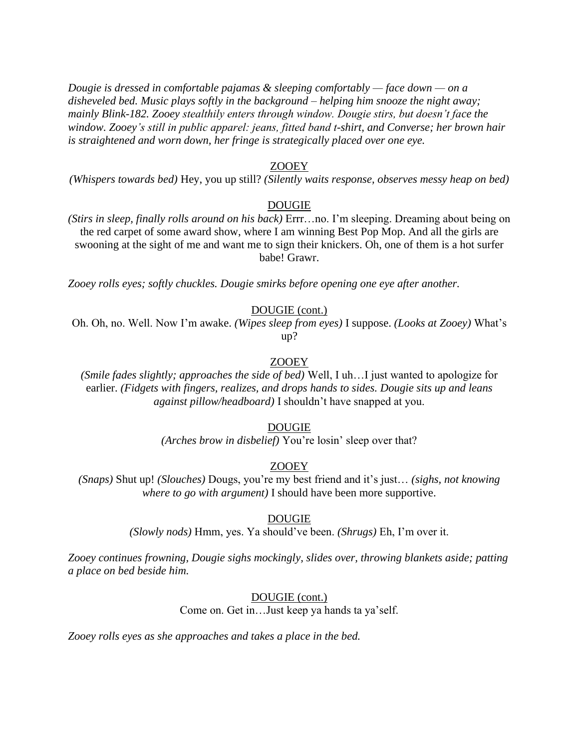*Dougie is dressed in comfortable pajamas & sleeping comfortably — face down — on a disheveled bed. Music plays softly in the background – helping him snooze the night away; mainly Blink-182. Zooey stealthily enters through window. Dougie stirs, but doesn't face the window. Zooey's still in public apparel: jeans, fitted band t-shirt, and Converse; her brown hair is straightened and worn down, her fringe is strategically placed over one eye.*

<u>ZOOEY</u>

*(Whispers towards bed)* Hey, you up still? *(Silently waits response, observes messy heap on bed)*

<u>DOUGIE</u>

*(Stirs in sleep, finally rolls around on his back)* Errr…no. I'm sleeping. Dreaming about being on the red carpet of some award show, where I am winning Best Pop Mop. And all the girls are swooning at the sight of me and want me to sign their knickers. Oh, one of them is a hot surfer babe! Grawr.

*Zooey rolls eyes; softly chuckles. Dougie smirks before opening one eye after another.*

<u>DOUGIE (cont.)</u>

Oh. Oh, no. Well. Now I'm awake. *(Wipes sleep from eyes)* I suppose. *(Looks at Zooey)* What's up?

<u>ZOOEY</u>

*(Smile fades slightly; approaches the side of bed)* Well, I uh…I just wanted to apologize for earlier. *(Fidgets with fingers, realizes, and drops hands to sides. Dougie sits up and leans against pillow/headboard)* I shouldn't have snapped at you.

<u>DOUGIE</u>

*(Arches brow in disbelief)* You're losin' sleep over that?

<u>ZOOEY</u>

*(Snaps)* Shut up! *(Slouches)* Dougs, you're my best friend and it's just… *(sighs, not knowing where to go with argument)* I should have been more supportive.

<u>DOUGIE</u>

*(Slowly nods)* Hmm, yes. Ya should've been. *(Shrugs)* Eh, I'm over it.

*Zooey continues frowning, Dougie sighs mockingly, slides over, throwing blankets aside; patting a place on bed beside him.*

<u>DOUGIE (cont.)</u>

Come on. Get in…Just keep ya hands ta ya'self.

*Zooey rolls eyes as she approaches and takes a place in the bed.*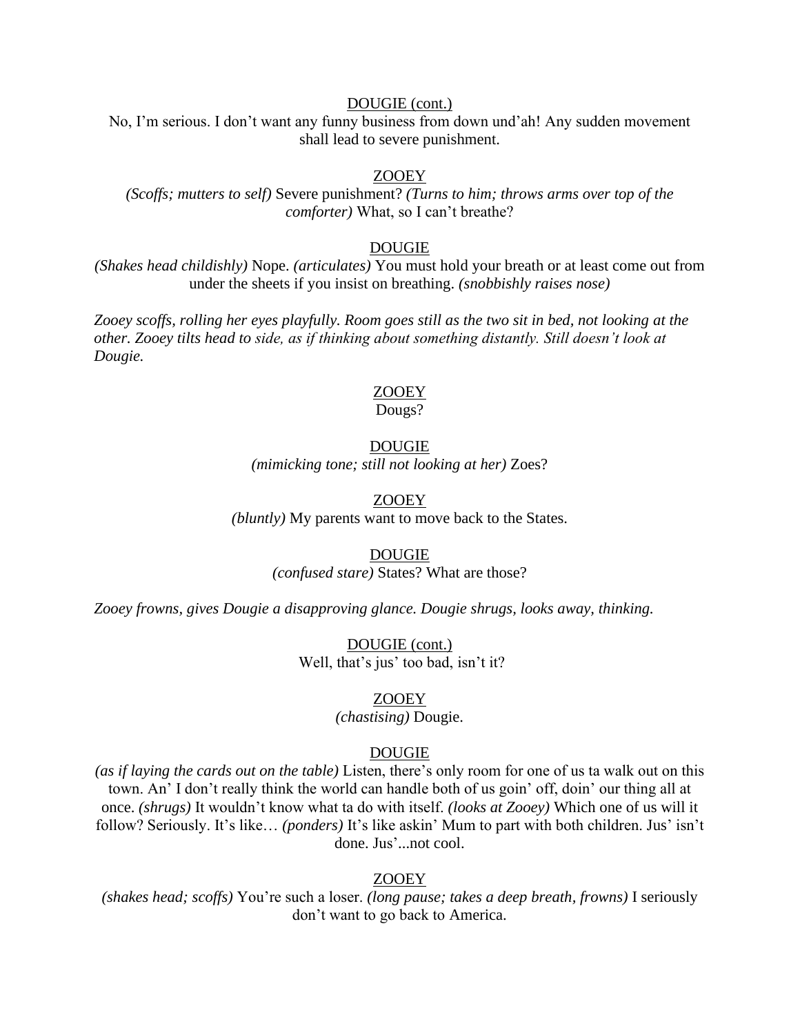DOUGIE (cont.)

No, I'm serious. I don't want any funny business from down und'ah! Any sudden movement shall lead to severe punishment.

ZOOEY

*(Scoffs; mutters to self)* Severe punishment? *(Turns to him; throws arms over top of the comforter)* What, so I can't breathe?

DOUGIE

*(Shakes head childishly)* Nope. *(articulates)* You must hold your breath or at least come out from under the sheets if you insist on breathing. *(snobbishly raises nose)*

*Zooey scoffs, rolling her eyes playfully. Room goes still as the two sit in bed, not looking at the other. Zooey tilts head to side, as if thinking about something distantly. Still doesn't look at Dougie.*

ZOOEY

Dougs?

DOUGIE

*(mimicking tone; still not looking at her)* Zoes?

ZOOEY

*(bluntly)* My parents want to move back to the States.

DOUGIE

*(confused stare)* States? What are those?

*Zooey frowns, gives Dougie a disapproving glance. Dougie shrugs, looks away, thinking.*

DOUGIE (cont.)

Well, that's jus' too bad, isn't it?

ZOOEY

*(chastising)* Dougie.

DOUGIE

*(as if laying the cards out on the table)* Listen, there's only room for one of us ta walk out on this town. An' I don't really think the world can handle both of us goin' off, doin' our thing all at once. *(shrugs)* It wouldn't know what ta do with itself. *(looks at Zooey)* Which one of us will it follow? Seriously. It's like… *(ponders)* It's like askin' Mum to part with both children. Jus' isn't done. Jus'...not cool.

ZOOEY

*(shakes head; scoffs)* You're such a loser. *(long pause; takes a deep breath, frowns)* I seriously don't want to go back to America.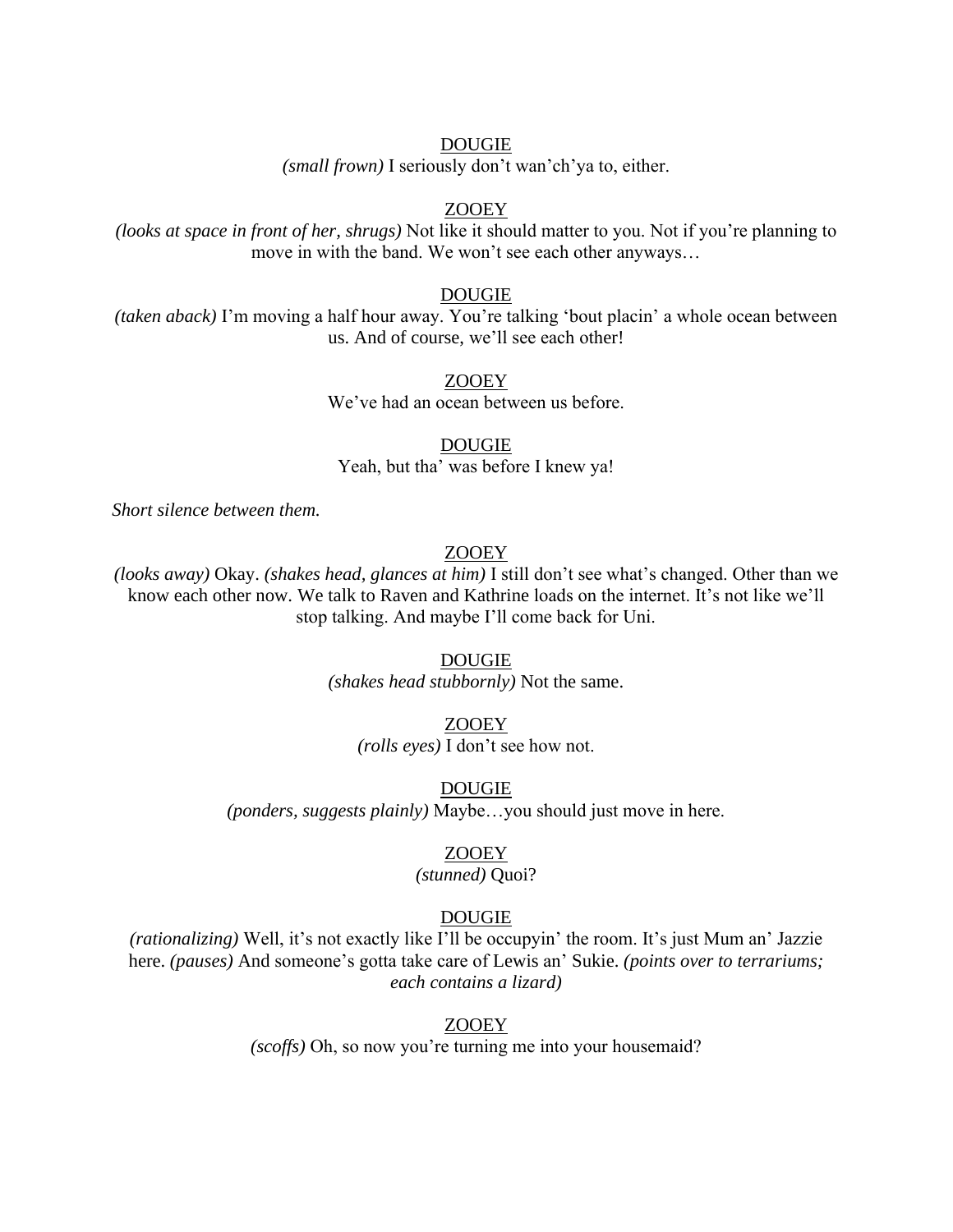DOUGIE

*(small frown)* I seriously don't wan'ch'ya to, either.

ZOOEY

*(looks at space in front of her, shrugs)* Not like it should matter to you. Not if you're planning to move in with the band. We won't see each other anyways…

DOUGIE

*(taken aback)* I'm moving a half hour away. You're talking 'bout placin' a whole ocean between us. And of course, we'll see each other!

ZOOEY

We've had an ocean between us before.

DOUGIE

Yeah, but tha' was before I knew ya!

*Short silence between them.*

ZOOEY

*(looks away)* Okay. *(shakes head, glances at him)* I still don't see what's changed. Other than we know each other now. We talk to Raven and Kathrine loads on the internet. It's not like we'll stop talking. And maybe I'll come back for Uni.

DOUGIE

*(shakes head stubbornly)* Not the same.

ZOOEY

*(rolls eyes)* I don't see how not.

DOUGIE

*(ponders, suggests plainly)* Maybe…you should just move in here.

ZOOEY

*(stunned)* Quoi?

DOUGIE

*(rationalizing)* Well, it's not exactly like I'll be occupyin' the room. It's just Mum an' Jazzie here. *(pauses)* And someone's gotta take care of Lewis an' Sukie. *(points over to terrariums; each contains a lizard)*

ZOOEY

*(scoffs)* Oh, so now you're turning me into your housemaid?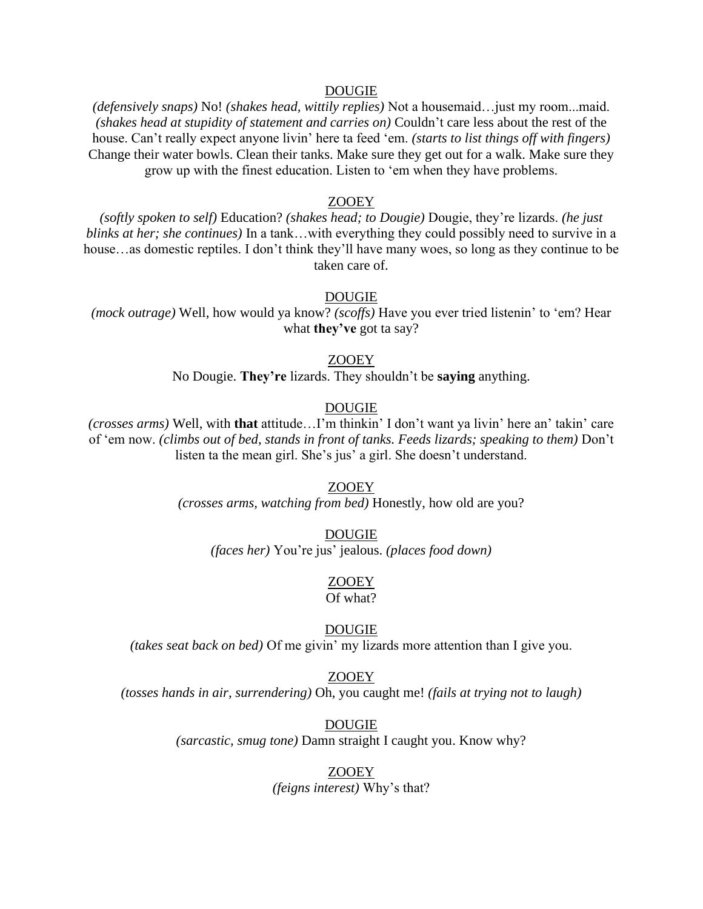<u>DOUGIE</u>

*(defensively snaps)* No! *(shakes head, wittily replies)* Not a housemaid…just my room...maid. *(shakes head at stupidity of statement and carries on)* Couldn't care less about the rest of the house. Can't really expect anyone livin' here ta feed 'em. *(starts to list things off with fingers)* Change their water bowls. Clean their tanks. Make sure they get out for a walk. Make sure they grow up with the finest education. Listen to 'em when they have problems.

<u>ZOOEY</u>

*(softly spoken to self)* Education? *(shakes head; to Dougie)* Dougie, they're lizards. *(he just blinks at her; she continues)* In a tank…with everything they could possibly need to survive in a house…as domestic reptiles. I don't think they'll have many woes, so long as they continue to be taken care of.

<u>DOUGIE</u>

*(mock outrage)* Well, how would ya know? *(scoffs)* Have you ever tried listenin' to 'em? Hear what **they've** got ta say?

<u>ZOOEY</u>

No Dougie. **They're** lizards. They shouldn't be **saying** anything.

<u>DOUGIE</u>

*(crosses arms)* Well, with **that** attitude…I'm thinkin' I don't want ya livin' here an' takin' care of 'em now. *(climbs out of bed, stands in front of tanks. Feeds lizards; speaking to them)* Don't listen ta the mean girl. She's jus' a girl. She doesn't understand.

<u>ZOOEY</u>

*(crosses arms, watching from bed)* Honestly, how old are you?

<u>DOUGIE</u>

*(faces her)* You're jus' jealous. *(places food down)*

<u>ZOOEY</u>

Of what?

<u>DOUGIE</u>

*(takes seat back on bed)* Of me givin' my lizards more attention than I give you.

<u>ZOOEY</u>

*(tosses hands in air, surrendering)* Oh, you caught me! *(fails at trying not to laugh)*

<u>DOUGIE</u>

*(sarcastic, smug tone)* Damn straight I caught you. Know why?

<u>ZOOEY</u>

*(feigns interest)* Why's that?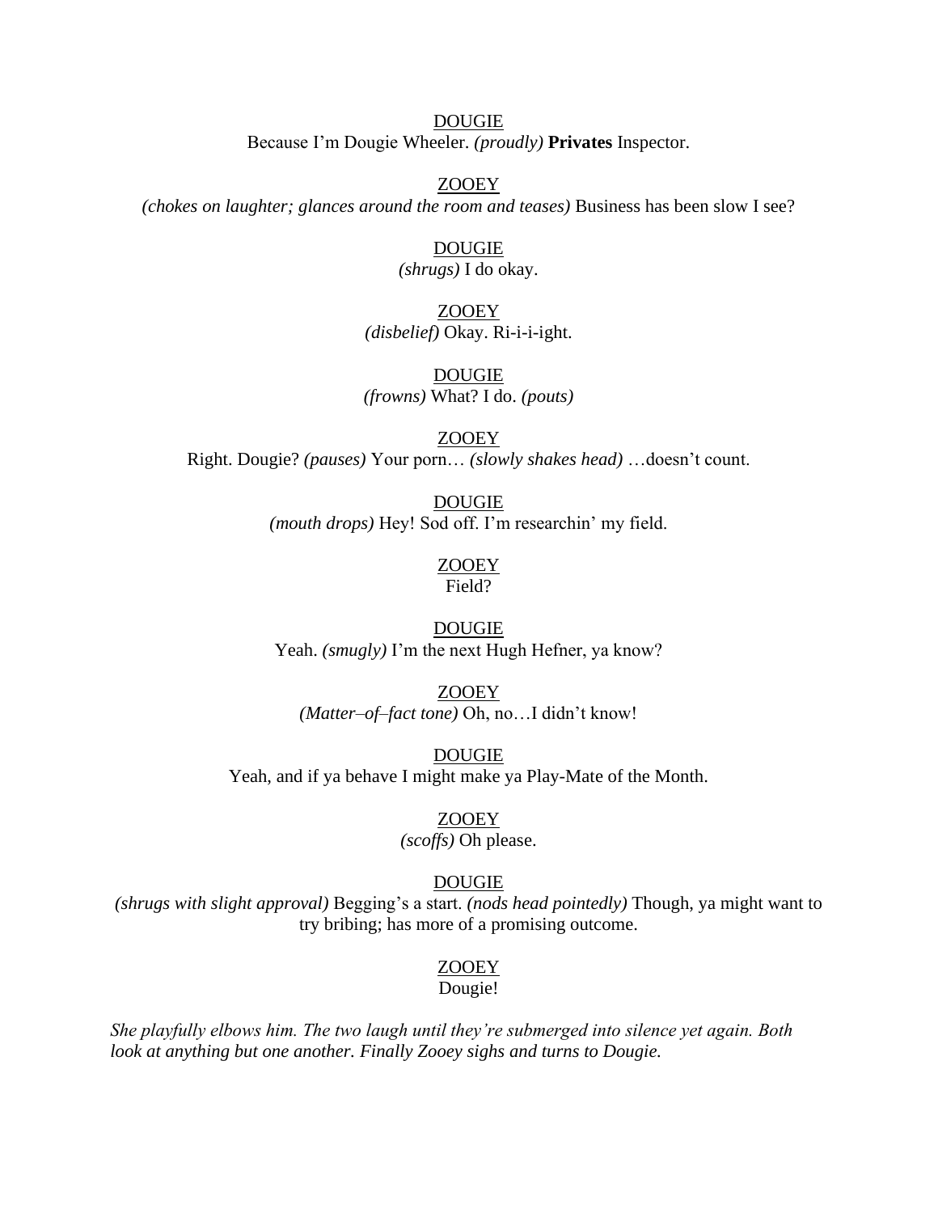<u>DOUGIE</u>
Because I'm Dougie Wheeler. *(proudly)* **Privates** Inspector.

<u>ZOOEY</u>
*(chokes on laughter; glances around the room and teases)* Business has been slow I see?

<u>DOUGIE</u>
*(shrugs)* I do okay.

<u>ZOOEY</u>
*(disbelief)* Okay. Ri-i-i-ight.

<u>DOUGIE</u>
*(frowns)* What? I do. *(pouts)*

<u>ZOOEY</u>
Right. Dougie? *(pauses)* Your porn… *(slowly shakes head)* …doesn't count.

<u>DOUGIE</u>
*(mouth drops)* Hey! Sod off. I'm researchin' my field.

<u>ZOOEY</u>
Field?

<u>DOUGIE</u>
Yeah. *(smugly)* I'm the next Hugh Hefner, ya know?

<u>ZOOEY</u>
*(Matter–of–fact tone)* Oh, no…I didn't know!

<u>DOUGIE</u>
Yeah, and if ya behave I might make ya Play-Mate of the Month.

<u>ZOOEY</u>
*(scoffs)* Oh please.

<u>DOUGIE</u>
*(shrugs with slight approval)* Begging's a start. *(nods head pointedly)* Though, ya might want to try bribing; has more of a promising outcome.

<u>ZOOEY</u>
Dougie!

*She playfully elbows him. The two laugh until they're submerged into silence yet again. Both look at anything but one another. Finally Zooey sighs and turns to Dougie.*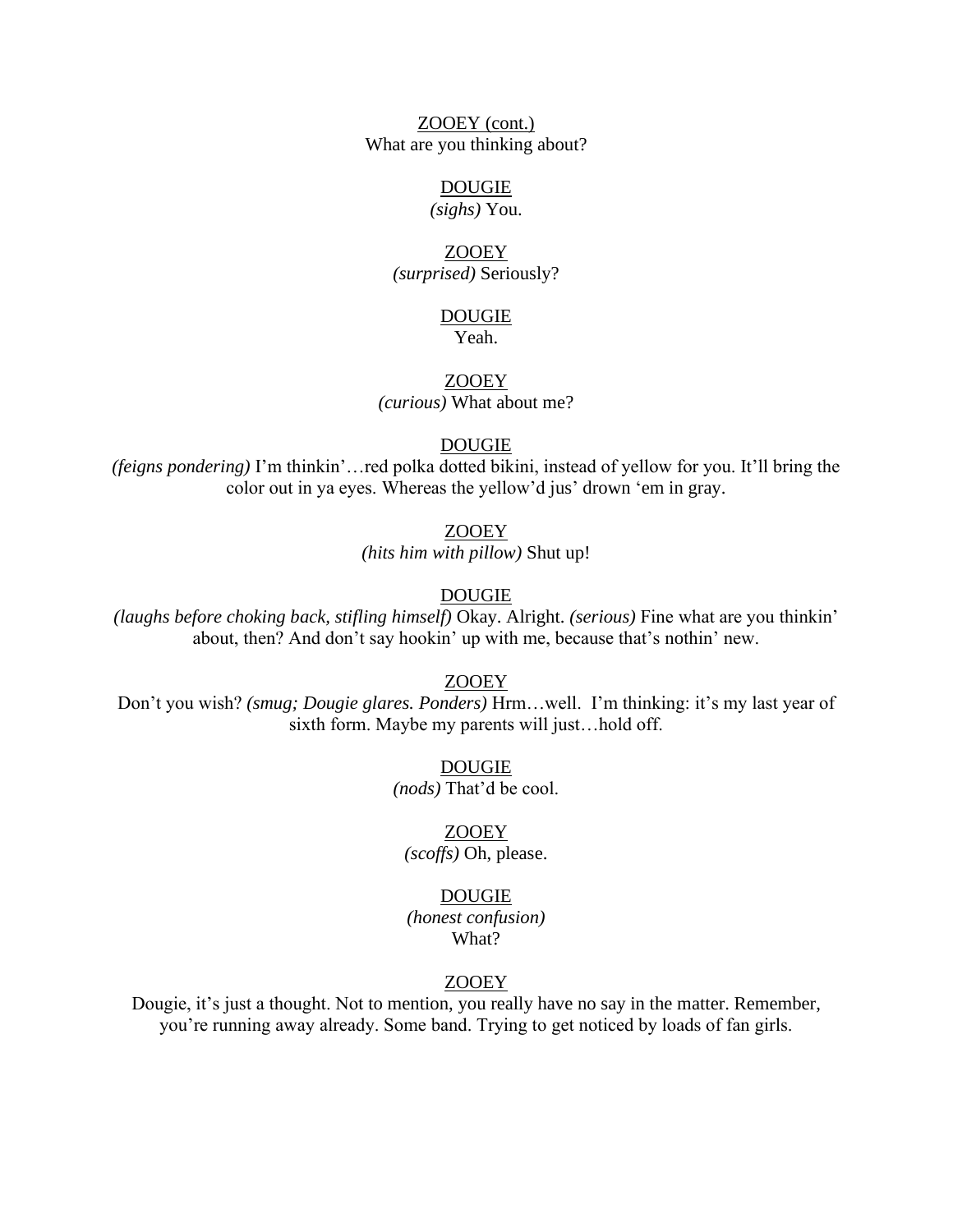<u>ZOOEY (cont.)</u>
What are you thinking about?

<u>DOUGIE</u>
*(sighs)* You.

<u>ZOOEY</u>
*(surprised)* Seriously?

<u>DOUGIE</u>
Yeah.

<u>ZOOEY</u>
*(curious)* What about me?

<u>DOUGIE</u>
*(feigns pondering)* I'm thinkin'…red polka dotted bikini, instead of yellow for you. It'll bring the color out in ya eyes. Whereas the yellow'd jus' drown 'em in gray.

<u>ZOOEY</u>
*(hits him with pillow)* Shut up!

<u>DOUGIE</u>
*(laughs before choking back, stifling himself)* Okay. Alright. *(serious)* Fine what are you thinkin' about, then? And don't say hookin' up with me, because that's nothin' new.

<u>ZOOEY</u>
Don't you wish? *(smug; Dougie glares. Ponders)* Hrm…well. I'm thinking: it's my last year of sixth form. Maybe my parents will just…hold off.

<u>DOUGIE</u>
*(nods)* That'd be cool.

<u>ZOOEY</u>
*(scoffs)* Oh, please.

<u>DOUGIE</u>
*(honest confusion)*
What?

<u>ZOOEY</u>
Dougie, it's just a thought. Not to mention, you really have no say in the matter. Remember, you're running away already. Some band. Trying to get noticed by loads of fan girls.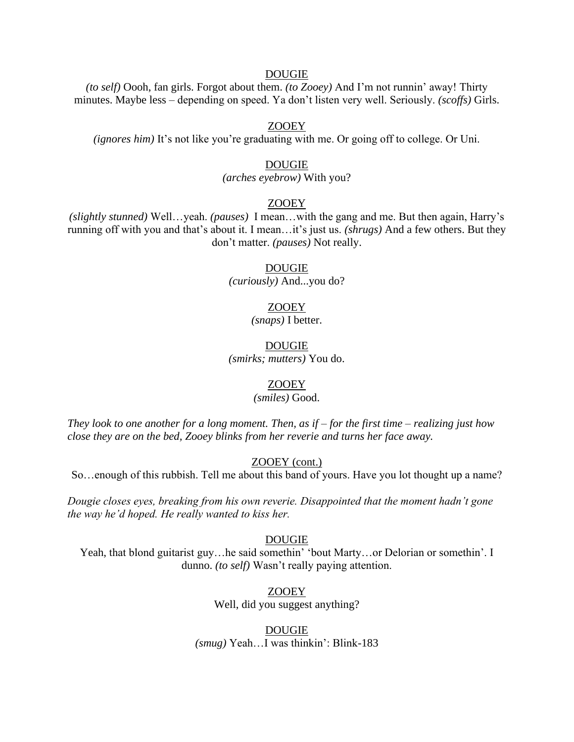DOUGIE

*(to self)* Oooh, fan girls. Forgot about them. *(to Zooey)* And I'm not runnin' away! Thirty minutes. Maybe less – depending on speed. Ya don't listen very well. Seriously. *(scoffs)* Girls.

ZOOEY

*(ignores him)* It's not like you're graduating with me. Or going off to college. Or Uni.

DOUGIE

*(arches eyebrow)* With you?

ZOOEY

*(slightly stunned)* Well…yeah. *(pauses)* I mean…with the gang and me. But then again, Harry's running off with you and that's about it. I mean…it's just us. *(shrugs)* And a few others. But they don't matter. *(pauses)* Not really.

DOUGIE

*(curiously)* And...you do?

ZOOEY

*(snaps)* I better.

DOUGIE

*(smirks; mutters)* You do.

ZOOEY

*(smiles)* Good.

*They look to one another for a long moment. Then, as if – for the first time – realizing just how close they are on the bed, Zooey blinks from her reverie and turns her face away.*

ZOOEY (cont.)

So…enough of this rubbish. Tell me about this band of yours. Have you lot thought up a name?

*Dougie closes eyes, breaking from his own reverie. Disappointed that the moment hadn't gone the way he'd hoped. He really wanted to kiss her.*

DOUGIE

Yeah, that blond guitarist guy…he said somethin' 'bout Marty…or Delorian or somethin'. I dunno. *(to self)* Wasn't really paying attention.

ZOOEY

Well, did you suggest anything?

DOUGIE

*(smug)* Yeah…I was thinkin': Blink-183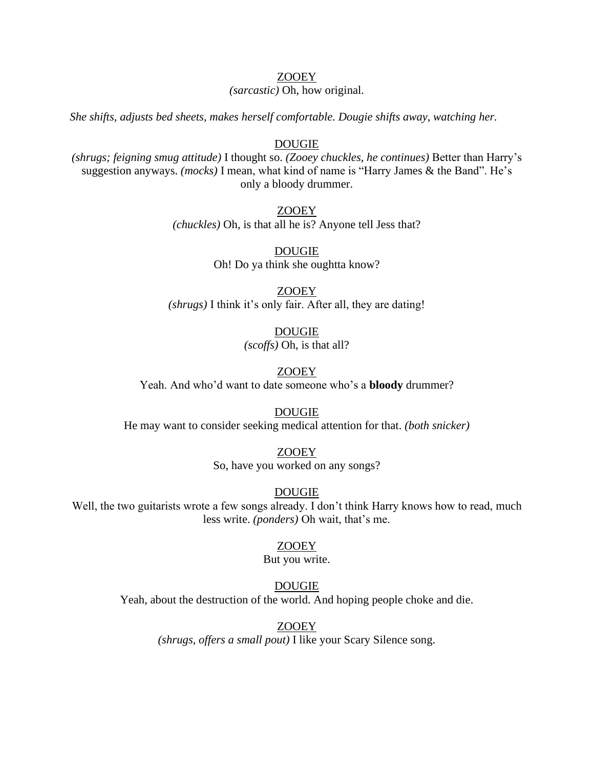ZOOEY

*(sarcastic)* Oh, how original.

*She shifts, adjusts bed sheets, makes herself comfortable. Dougie shifts away, watching her.*

DOUGIE

*(shrugs; feigning smug attitude)* I thought so. *(Zooey chuckles, he continues)* Better than Harry's suggestion anyways. *(mocks)* I mean, what kind of name is "Harry James & the Band". He's only a bloody drummer.

ZOOEY

*(chuckles)* Oh, is that all he is? Anyone tell Jess that?

DOUGIE

Oh! Do ya think she oughtta know?

ZOOEY

*(shrugs)* I think it's only fair. After all, they are dating!

DOUGIE

*(scoffs)* Oh, is that all?

ZOOEY

Yeah. And who'd want to date someone who's a **bloody** drummer?

DOUGIE

He may want to consider seeking medical attention for that. *(both snicker)*

ZOOEY

So, have you worked on any songs?

DOUGIE

Well, the two guitarists wrote a few songs already. I don't think Harry knows how to read, much less write. *(ponders)* Oh wait, that's me.

ZOOEY

But you write.

DOUGIE

Yeah, about the destruction of the world. And hoping people choke and die.

ZOOEY

*(shrugs, offers a small pout)* I like your Scary Silence song.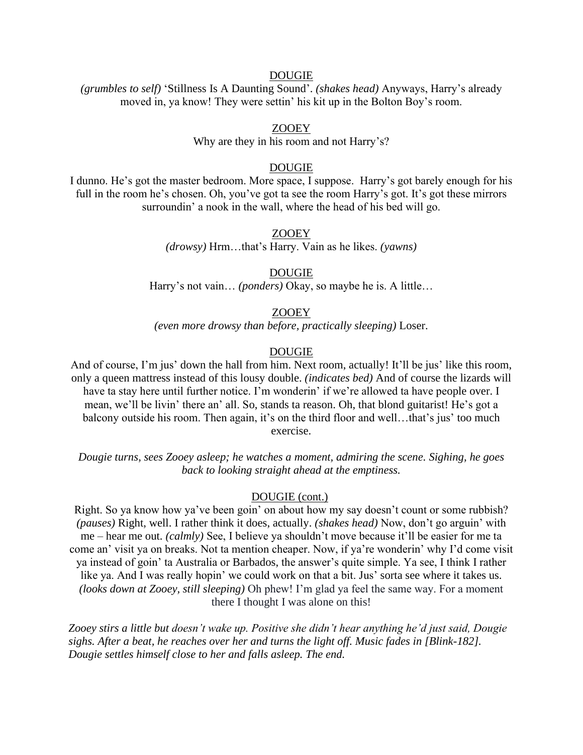DOUGIE

*(grumbles to self)* 'Stillness Is A Daunting Sound'. *(shakes head)* Anyways, Harry's already moved in, ya know! They were settin' his kit up in the Bolton Boy's room.

ZOOEY

Why are they in his room and not Harry's?

DOUGIE

I dunno. He's got the master bedroom. More space, I suppose. Harry's got barely enough for his full in the room he's chosen. Oh, you've got ta see the room Harry's got. It's got these mirrors surroundin' a nook in the wall, where the head of his bed will go.

ZOOEY

*(drowsy)* Hrm…that's Harry. Vain as he likes. *(yawns)*

DOUGIE

Harry's not vain… *(ponders)* Okay, so maybe he is. A little…

ZOOEY

*(even more drowsy than before, practically sleeping)* Loser.

DOUGIE

And of course, I'm jus' down the hall from him. Next room, actually! It'll be jus' like this room, only a queen mattress instead of this lousy double. *(indicates bed)* And of course the lizards will have ta stay here until further notice. I'm wonderin' if we're allowed ta have people over. I mean, we'll be livin' there an' all. So, stands ta reason. Oh, that blond guitarist! He's got a balcony outside his room. Then again, it's on the third floor and well…that's jus' too much exercise.

*Dougie turns, sees Zooey asleep; he watches a moment, admiring the scene. Sighing, he goes back to looking straight ahead at the emptiness.*

DOUGIE (cont.)

Right. So ya know how ya've been goin' on about how my say doesn't count or some rubbish? *(pauses)* Right, well. I rather think it does, actually. *(shakes head)* Now, don't go arguin' with me – hear me out. *(calmly)* See, I believe ya shouldn't move because it'll be easier for me ta come an' visit ya on breaks. Not ta mention cheaper. Now, if ya're wonderin' why I'd come visit ya instead of goin' ta Australia or Barbados, the answer's quite simple. Ya see, I think I rather like ya. And I was really hopin' we could work on that a bit. Jus' sorta see where it takes us. *(looks down at Zooey, still sleeping)* Oh phew! I'm glad ya feel the same way. For a moment there I thought I was alone on this!

*Zooey stirs a little but doesn't wake up. Positive she didn't hear anything he'd just said, Dougie sighs. After a beat, he reaches over her and turns the light off. Music fades in [Blink-182]. Dougie settles himself close to her and falls asleep. The end.*